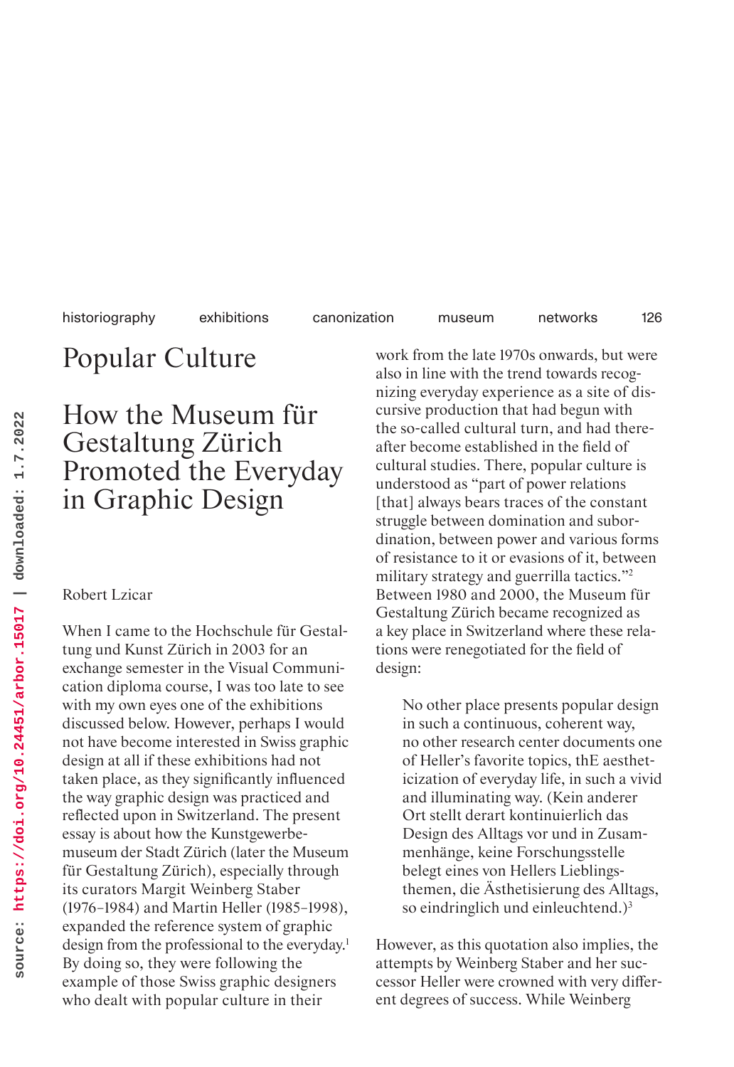# Popular Culture

## How the Museum für Gestaltung Zürich Promoted the Everyday in Graphic Design

Robert Lzicar

When I came to the Hochschule für Gestaltung und Kunst Zürich in 2003 for an exchange semester in the Visual Communication diploma course, I was too late to see with my own eyes one of the exhibitions discussed below. However, perhaps I would not have become interested in Swiss graphic design at all if these exhibitions had not taken place, as they significantly influenced the way graphic design was practiced and reflected upon in Switzerland. The present essay is about how the Kunstgewerbemuseum der Stadt Zürich (later the Museum für Gestaltung Zürich), especially through its curators Margit Weinberg Staber (1976–1984) and Martin Heller (1985–1998), expanded the reference system of graphic design from the professional to the everyday.[1] By doing so, they were following the example of those Swiss graphic designers who dealt with popular culture in their work from the late 1970s onwards, but were also in line with the trend towards recognizing everyday experience as a site of discursive production that had begun with the so-called cultural turn, and had thereafter become established in the field of cultural studies. There, popular culture is understood as "part of power relations [that] always bears traces of the constant struggle between domination and subordination, between power and various forms of resistance to it or evasions of it, between military strategy and guerrilla tactics."[2] Between 1980 and 2000, the Museum für Gestaltung Zürich became recognized as a key place in Switzerland where these relations were renegotiated for the field of design:

> No other place presents popular design in such a continuous, coherent way, no other research center documents one of Heller's favorite topics, thE aestheticization of everyday life, in such a vivid and illuminating way. (Kein anderer Ort stellt derart kontinuierlich das Design des Alltags vor und in Zusammenhänge, keine Forschungsstelle belegt eines von Hellers Lieblingsthemen, die Ästhetisierung des Alltags, so eindringlich und einleuchtend.)[3]

However, as this quotation also implies, the attempts by Weinberg Staber and her successor Heller were crowned with very different degrees of success. While Weinberg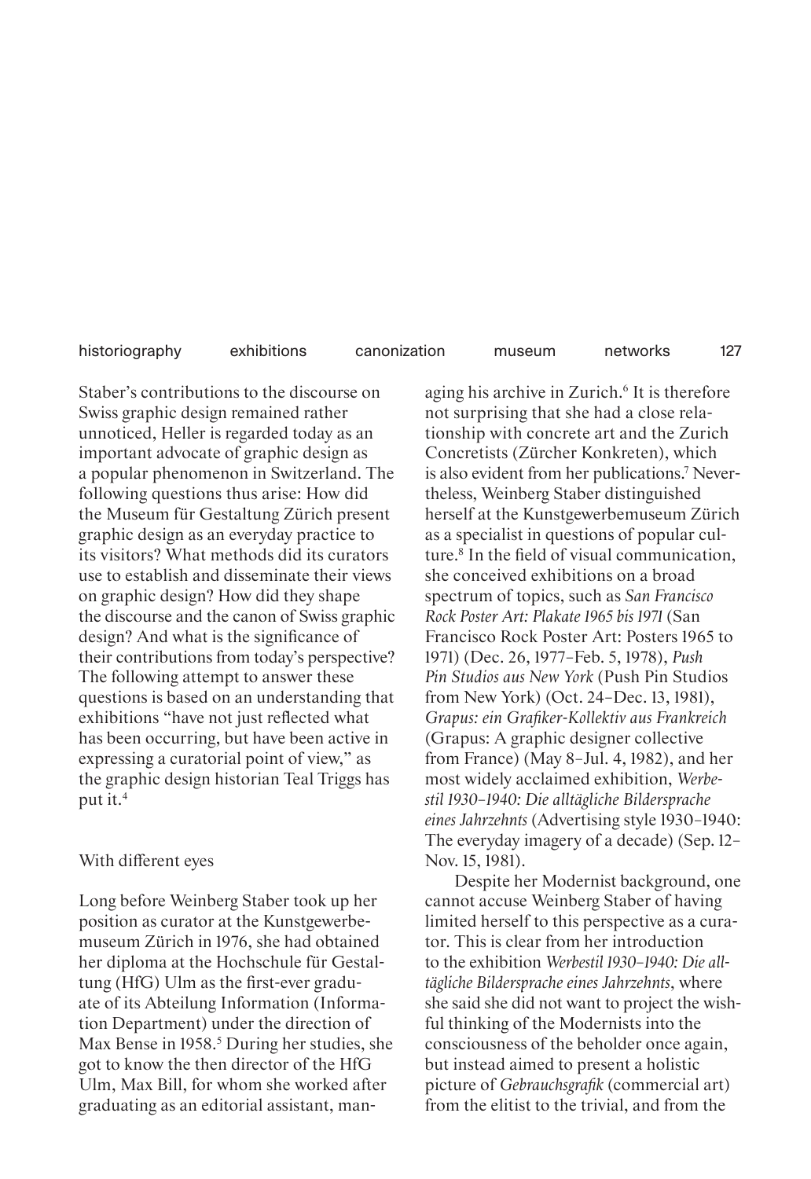Staber's contributions to the discourse on Swiss graphic design remained rather unnoticed, Heller is regarded today as an important advocate of graphic design as a popular phenomenon in Switzerland. The following questions thus arise: How did the Museum für Gestaltung Zürich present graphic design as an everyday practice to its visitors? What methods did its curators use to establish and disseminate their views on graphic design? How did they shape the discourse and the canon of Swiss graphic design? And what is the significance of their contributions from today's perspective? The following attempt to answer these questions is based on an understanding that exhibitions "have not just reflected what has been occurring, but have been active in expressing a curatorial point of view," as the graphic design historian Teal Triggs has put it.[4]

## With different eyes

Long before Weinberg Staber took up her position as curator at the Kunstgewerbemuseum Zürich in 1976, she had obtained her diploma at the Hochschule für Gestaltung (HfG) Ulm as the first-ever graduate of its Abteilung Information (Information Department) under the direction of Max Bense in 1958.[5] During her studies, she got to know the then director of the HfG Ulm, Max Bill, for whom she worked after graduating as an editorial assistant, managing his archive in Zurich.[6] It is therefore not surprising that she had a close relationship with concrete art and the Zurich Concretists (Zürcher Konkreten), which is also evident from her publications.[7] Nevertheless, Weinberg Staber distinguished herself at the Kunstgewerbemuseum Zürich as a specialist in questions of popular culture.[8] In the field of visual communication, she conceived exhibitions on a broad spectrum of topics, such as *San Francisco Rock Poster Art: Plakate 1965 bis 1971* (San Francisco Rock Poster Art: Posters 1965 to 1971) (Dec. 26, 1977–Feb. 5, 1978), *Push Pin Studios aus New York* (Push Pin Studios from New York) (Oct. 24–Dec. 13, 1981), *Grapus: ein Grafiker-Kollektiv aus Frankreich* (Grapus: A graphic designer collective from France) (May 8–Jul. 4, 1982), and her most widely acclaimed exhibition, *Werbestil 1930–1940: Die alltägliche Bildersprache eines Jahrzehnts* (Advertising style 1930–1940: The everyday imagery of a decade) (Sep. 12–Nov. 15, 1981).

Despite her Modernist background, one cannot accuse Weinberg Staber of having limited herself to this perspective as a curator. This is clear from her introduction to the exhibition *Werbestil 1930–1940: Die alltägliche Bildersprache eines Jahrzehnts*, where she said she did not want to project the wishful thinking of the Modernists into the consciousness of the beholder once again, but instead aimed to present a holistic picture of *Gebrauchsgrafik* (commercial art) from the elitist to the trivial, and from the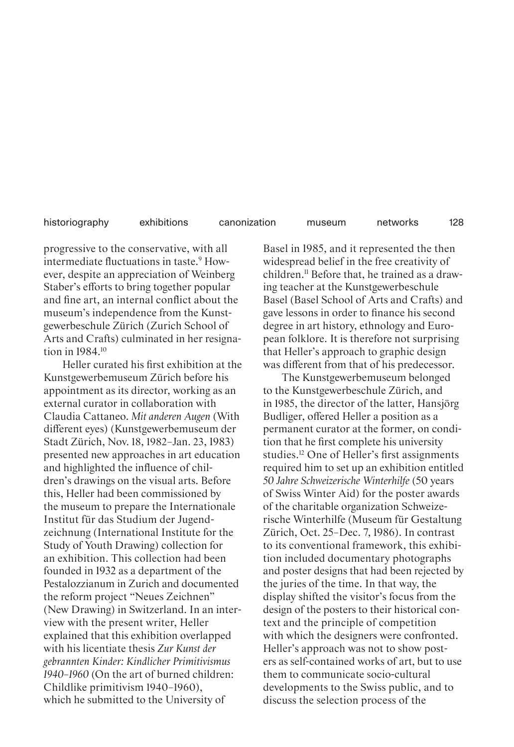progressive to the conservative, with all intermediate fluctuations in taste.[9] However, despite an appreciation of Weinberg Staber's efforts to bring together popular and fine art, an internal conflict about the museum's independence from the Kunstgewerbeschule Zürich (Zurich School of Arts and Crafts) culminated in her resignation in 1984.[10]

Heller curated his first exhibition at the Kunstgewerbemuseum Zürich before his appointment as its director, working as an external curator in collaboration with Claudia Cattaneo. *Mit anderen Augen* (With different eyes) (Kunstgewerbemuseum der Stadt Zürich, Nov. 18, 1982–Jan. 23, 1983) presented new approaches in art education and highlighted the influence of children's drawings on the visual arts. Before this, Heller had been commissioned by the museum to prepare the Internationale Institut für das Studium der Jugendzeichnung (International Institute for the Study of Youth Drawing) collection for an exhibition. This collection had been founded in 1932 as a department of the Pestalozzianum in Zurich and documented the reform project "Neues Zeichnen" (New Drawing) in Switzerland. In an interview with the present writer, Heller explained that this exhibition overlapped with his licentiate thesis *Zur Kunst der gebrannten Kinder: Kindlicher Primitivismus 1940–1960* (On the art of burned children: Childlike primitivism 1940–1960), which he submitted to the University of Basel in 1985, and it represented the then widespread belief in the free creativity of children.[11] Before that, he trained as a drawing teacher at the Kunstgewerbeschule Basel (Basel School of Arts and Crafts) and gave lessons in order to finance his second degree in art history, ethnology and European folklore. It is therefore not surprising that Heller's approach to graphic design was different from that of his predecessor.

The Kunstgewerbemuseum belonged to the Kunstgewerbeschule Zürich, and in 1985, the director of the latter, Hansjörg Budliger, offered Heller a position as a permanent curator at the former, on condition that he first complete his university studies.[12] One of Heller's first assignments required him to set up an exhibition entitled *50 Jahre Schweizerische Winterhilfe* (50 years of Swiss Winter Aid) for the poster awards of the charitable organization Schweizerische Winterhilfe (Museum für Gestaltung Zürich, Oct. 25–Dec. 7, 1986). In contrast to its conventional framework, this exhibition included documentary photographs and poster designs that had been rejected by the juries of the time. In that way, the display shifted the visitor's focus from the design of the posters to their historical context and the principle of competition with which the designers were confronted. Heller's approach was not to show posters as self-contained works of art, but to use them to communicate socio-cultural developments to the Swiss public, and to discuss the selection process of the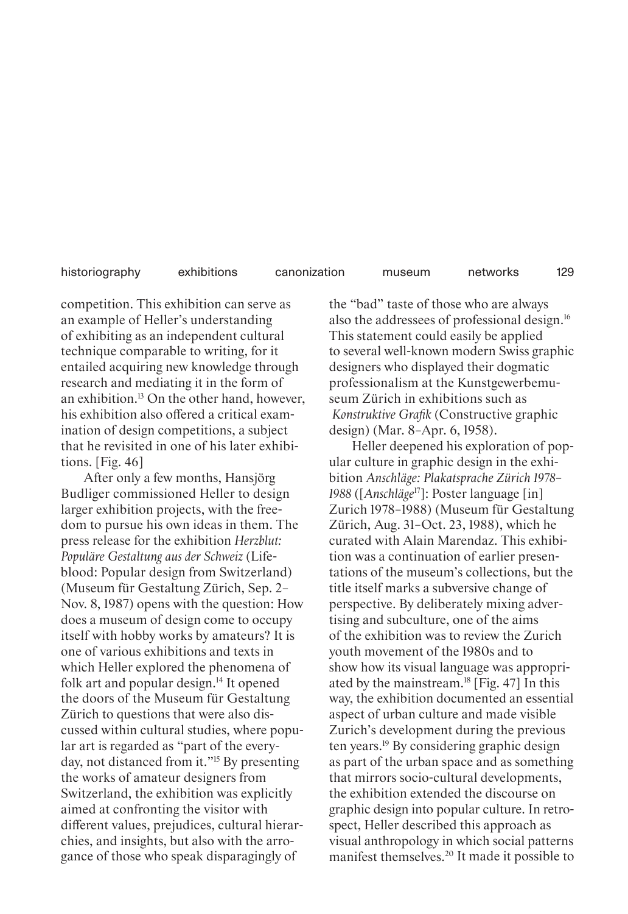competition. This exhibition can serve as an example of Heller's understanding of exhibiting as an independent cultural technique comparable to writing, for it entailed acquiring new knowledge through research and mediating it in the form of an exhibition.[13] On the other hand, however, his exhibition also offered a critical examination of design competitions, a subject that he revisited in one of his later exhibitions. [Fig. 46]

After only a few months, Hansjörg Budliger commissioned Heller to design larger exhibition projects, with the freedom to pursue his own ideas in them. The press release for the exhibition *Herzblut: Populäre Gestaltung aus der Schweiz* (Lifeblood: Popular design from Switzerland) (Museum für Gestaltung Zürich, Sep. 2–Nov. 8, 1987) opens with the question: How does a museum of design come to occupy itself with hobby works by amateurs? It is one of various exhibitions and texts in which Heller explored the phenomena of folk art and popular design.[14] It opened the doors of the Museum für Gestaltung Zürich to questions that were also discussed within cultural studies, where popular art is regarded as "part of the everyday, not distanced from it."[15] By presenting the works of amateur designers from Switzerland, the exhibition was explicitly aimed at confronting the visitor with different values, prejudices, cultural hierarchies, and insights, but also with the arrogance of those who speak disparagingly of the "bad" taste of those who are always also the addressees of professional design.[16] This statement could easily be applied to several well-known modern Swiss graphic designers who displayed their dogmatic professionalism at the Kunstgewerbemuseum Zürich in exhibitions such as *Konstruktive Grafik* (Constructive graphic design) (Mar. 8–Apr. 6, 1958).

Heller deepened his exploration of popular culture in graphic design in the exhibition *Anschläge: Plakatsprache Zürich 1978–1988* ([*Anschläge*[17]]: Poster language [in] Zurich 1978–1988) (Museum für Gestaltung Zürich, Aug. 31–Oct. 23, 1988), which he curated with Alain Marendaz. This exhibition was a continuation of earlier presentations of the museum's collections, but the title itself marks a subversive change of perspective. By deliberately mixing advertising and subculture, one of the aims of the exhibition was to review the Zurich youth movement of the 1980s and to show how its visual language was appropriated by the mainstream.[18] [Fig. 47] In this way, the exhibition documented an essential aspect of urban culture and made visible Zurich's development during the previous ten years.[19] By considering graphic design as part of the urban space and as something that mirrors socio-cultural developments, the exhibition extended the discourse on graphic design into popular culture. In retrospect, Heller described this approach as visual anthropology in which social patterns manifest themselves.[20] It made it possible to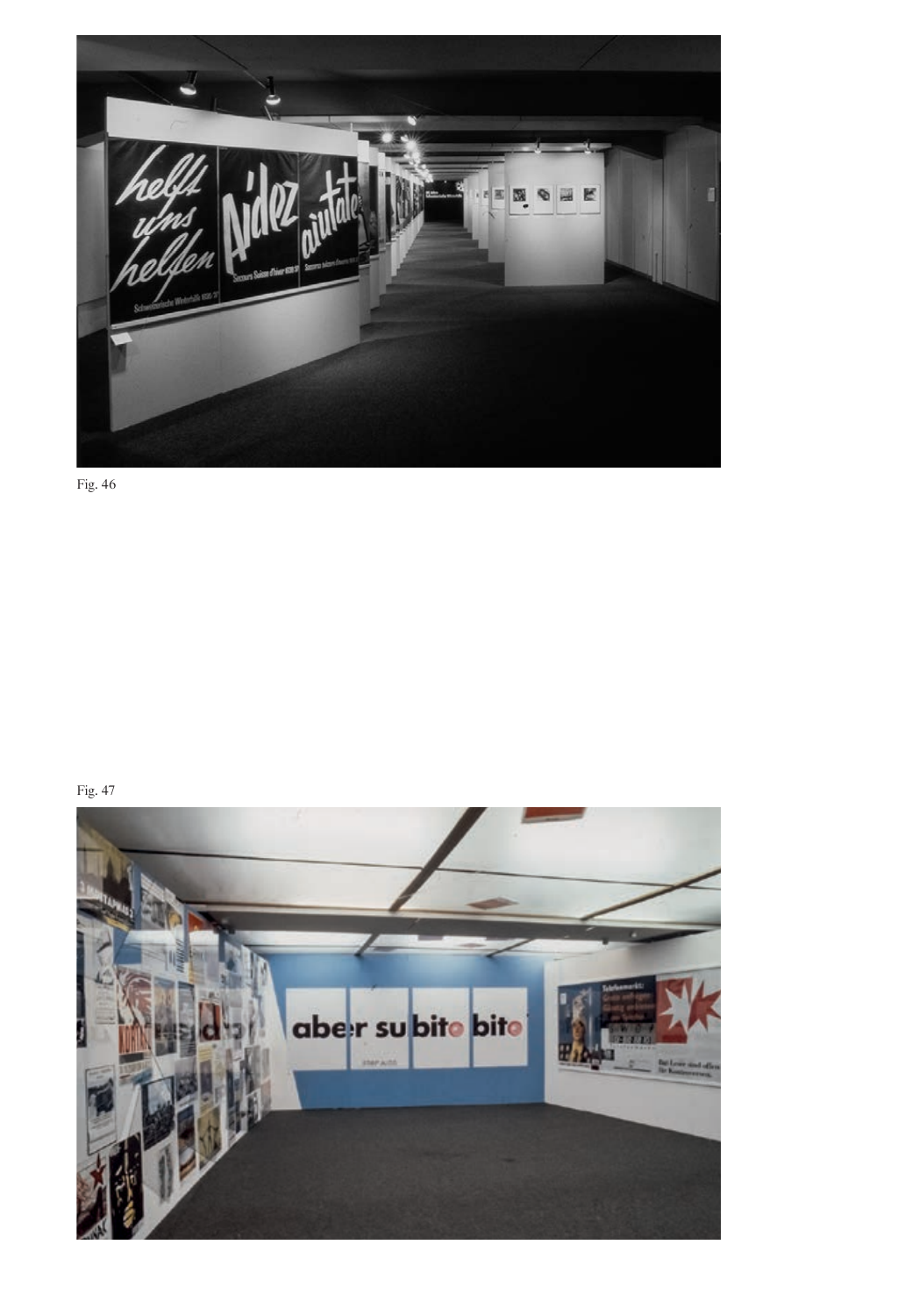Fig. 46

Fig. 47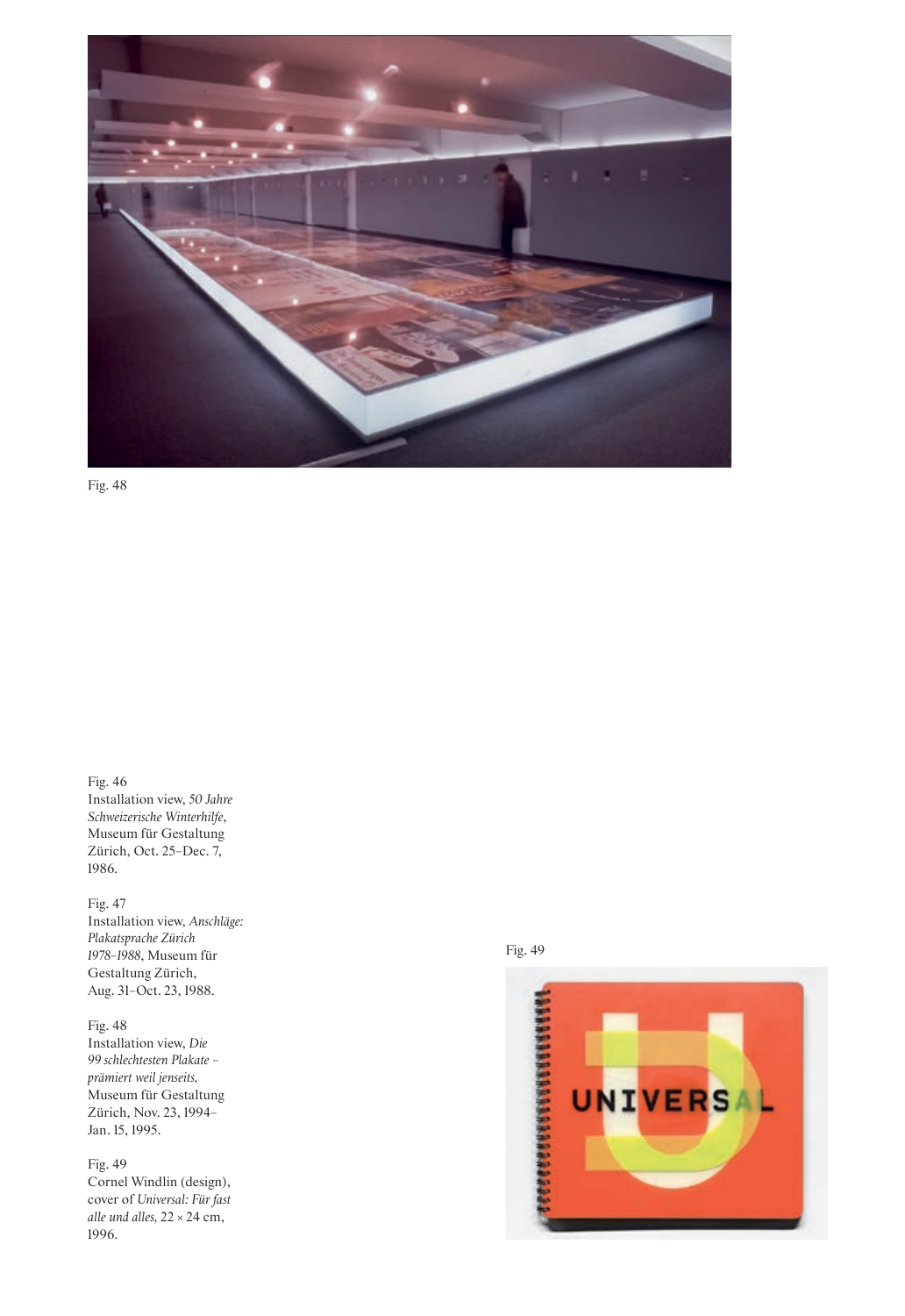Fig. 48

Fig. 46
Installation view, *50 Jahre Schweizerische Winterhilfe*, Museum für Gestaltung Zürich, Oct. 25–Dec. 7, 1986.

Fig. 47
Installation view, *Anschläge: Plakatsprache Zürich 1978–1988*, Museum für Gestaltung Zürich, Aug. 31–Oct. 23, 1988.

Fig. 48
Installation view, *Die 99 schlechtesten Plakate – prämiert weil jenseits*, Museum für Gestaltung Zürich, Nov. 23, 1994–Jan. 15, 1995.

Fig. 49
Cornel Windlin (design), cover of *Universal: Für fast alle und alles*, 22 × 24 cm, 1996.

Fig. 49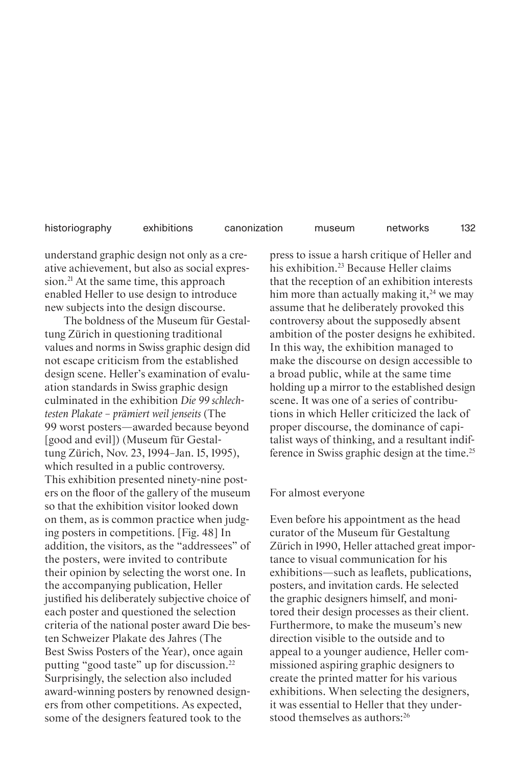understand graphic design not only as a creative achievement, but also as social expression.[21] At the same time, this approach enabled Heller to use design to introduce new subjects into the design discourse.

The boldness of the Museum für Gestaltung Zürich in questioning traditional values and norms in Swiss graphic design did not escape criticism from the established design scene. Heller's examination of evaluation standards in Swiss graphic design culminated in the exhibition *Die 99 schlechtesten Plakate – prämiert weil jenseits* (The 99 worst posters—awarded because beyond [good and evil]) (Museum für Gestaltung Zürich, Nov. 23, 1994–Jan. 15, 1995), which resulted in a public controversy. This exhibition presented ninety-nine posters on the floor of the gallery of the museum so that the exhibition visitor looked down on them, as is common practice when judging posters in competitions. [Fig. 48] In addition, the visitors, as the "addressees" of the posters, were invited to contribute their opinion by selecting the worst one. In the accompanying publication, Heller justified his deliberately subjective choice of each poster and questioned the selection criteria of the national poster award Die besten Schweizer Plakate des Jahres (The Best Swiss Posters of the Year), once again putting "good taste" up for discussion.[22] Surprisingly, the selection also included award-winning posters by renowned designers from other competitions. As expected, some of the designers featured took to the press to issue a harsh critique of Heller and his exhibition.[23] Because Heller claims that the reception of an exhibition interests him more than actually making it,[24] we may assume that he deliberately provoked this controversy about the supposedly absent ambition of the poster designs he exhibited. In this way, the exhibition managed to make the discourse on design accessible to a broad public, while at the same time holding up a mirror to the established design scene. It was one of a series of contributions in which Heller criticized the lack of proper discourse, the dominance of capitalist ways of thinking, and a resultant indifference in Swiss graphic design at the time.[25]

## For almost everyone

Even before his appointment as the head curator of the Museum für Gestaltung Zürich in 1990, Heller attached great importance to visual communication for his exhibitions—such as leaflets, publications, posters, and invitation cards. He selected the graphic designers himself, and monitored their design processes as their client. Furthermore, to make the museum's new direction visible to the outside and to appeal to a younger audience, Heller commissioned aspiring graphic designers to create the printed matter for his various exhibitions. When selecting the designers, it was essential to Heller that they understood themselves as authors:[26]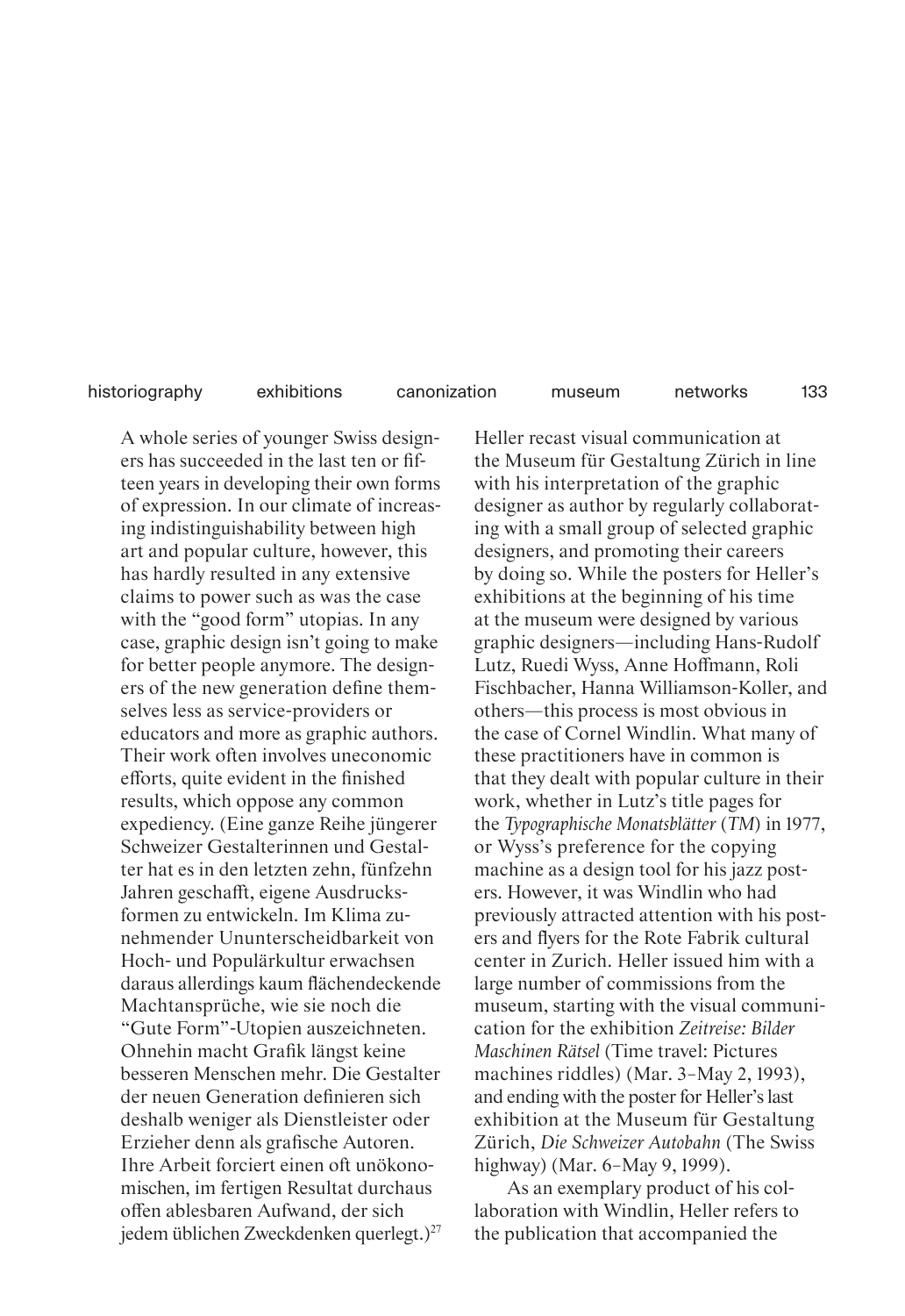A whole series of younger Swiss designers has succeeded in the last ten or fifteen years in developing their own forms of expression. In our climate of increasing indistinguishability between high art and popular culture, however, this has hardly resulted in any extensive claims to power such as was the case with the "good form" utopias. In any case, graphic design isn't going to make for better people anymore. The designers of the new generation define themselves less as service-providers or educators and more as graphic authors. Their work often involves uneconomic efforts, quite evident in the finished results, which oppose any common expediency. (Eine ganze Reihe jüngerer Schweizer Gestalterinnen und Gestalter hat es in den letzten zehn, fünfzehn Jahren geschafft, eigene Ausdrucksformen zu entwickeln. Im Klima zunehmender Ununterscheidbarkeit von Hoch- und Populärkultur erwachsen daraus allerdings kaum flächendeckende Machtansprüche, wie sie noch die "Gute Form"-Utopien auszeichneten. Ohnehin macht Grafik längst keine besseren Menschen mehr. Die Gestalter der neuen Generation definieren sich deshalb weniger als Dienstleister oder Erzieher denn als grafische Autoren. Ihre Arbeit forciert einen oft unökonomischen, im fertigen Resultat durchaus offen ablesbaren Aufwand, der sich jedem üblichen Zweckdenken querlegt.)[27]

Heller recast visual communication at the Museum für Gestaltung Zürich in line with his interpretation of the graphic designer as author by regularly collaborating with a small group of selected graphic designers, and promoting their careers by doing so. While the posters for Heller's exhibitions at the beginning of his time at the museum were designed by various graphic designers—including Hans-Rudolf Lutz, Ruedi Wyss, Anne Hoffmann, Roli Fischbacher, Hanna Williamson-Koller, and others—this process is most obvious in the case of Cornel Windlin. What many of these practitioners have in common is that they dealt with popular culture in their work, whether in Lutz's title pages for the *Typographische Monatsblätter* (*TM*) in 1977, or Wyss's preference for the copying machine as a design tool for his jazz posters. However, it was Windlin who had previously attracted attention with his posters and flyers for the Rote Fabrik cultural center in Zurich. Heller issued him with a large number of commissions from the museum, starting with the visual communication for the exhibition *Zeitreise: Bilder Maschinen Rätsel* (Time travel: Pictures machines riddles) (Mar. 3–May 2, 1993), and ending with the poster for Heller's last exhibition at the Museum für Gestaltung Zürich, *Die Schweizer Autobahn* (The Swiss highway) (Mar. 6–May 9, 1999).

As an exemplary product of his collaboration with Windlin, Heller refers to the publication that accompanied the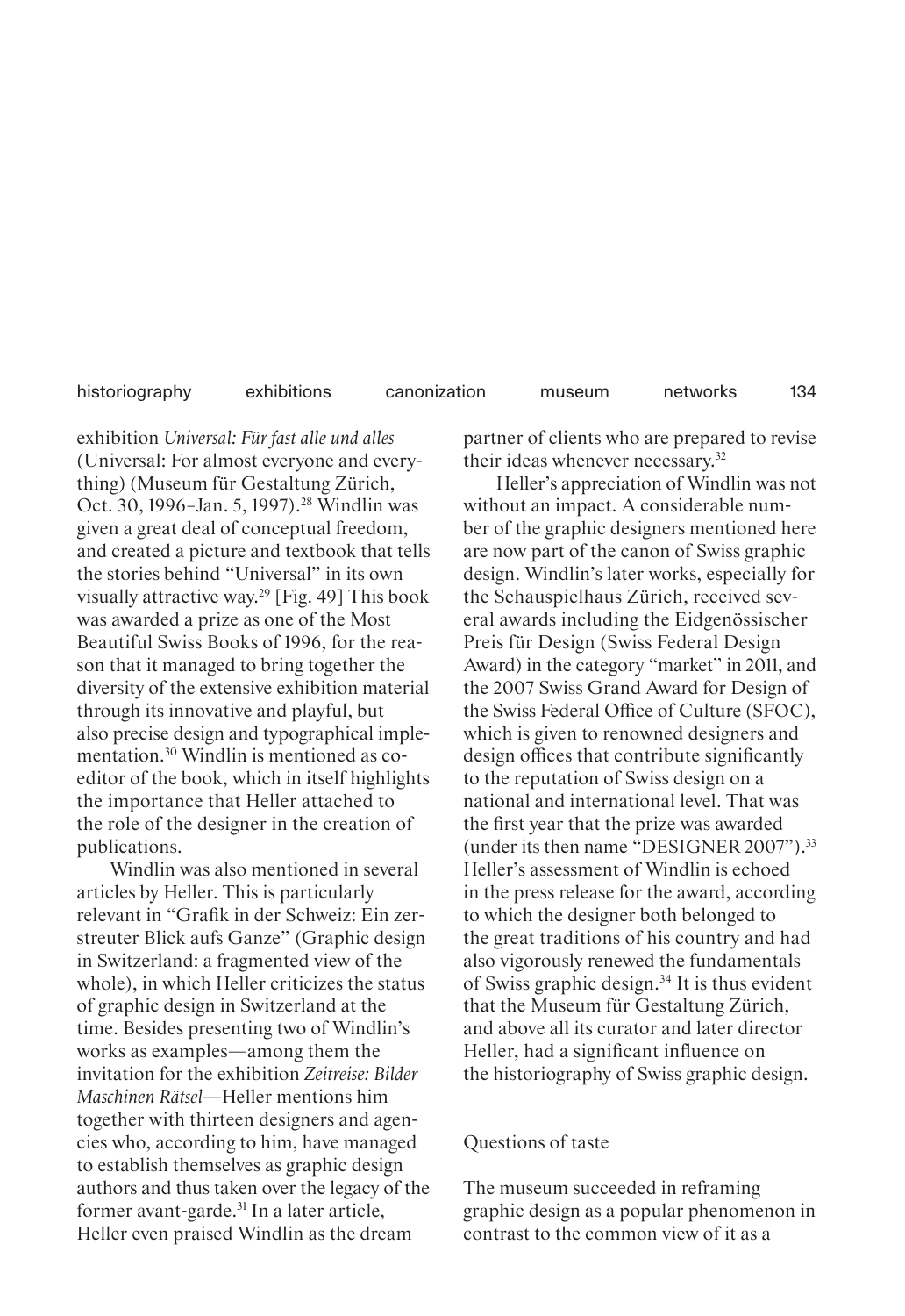exhibition *Universal: Für fast alle und alles* (Universal: For almost everyone and everything) (Museum für Gestaltung Zürich, Oct. 30, 1996–Jan. 5, 1997).[28] Windlin was given a great deal of conceptual freedom, and created a picture and textbook that tells the stories behind "Universal" in its own visually attractive way.[29] [Fig. 49] This book was awarded a prize as one of the Most Beautiful Swiss Books of 1996, for the reason that it managed to bring together the diversity of the extensive exhibition material through its innovative and playful, but also precise design and typographical implementation.[30] Windlin is mentioned as coeditor of the book, which in itself highlights the importance that Heller attached to the role of the designer in the creation of publications.

Windlin was also mentioned in several articles by Heller. This is particularly relevant in "Grafik in der Schweiz: Ein zerstreuter Blick aufs Ganze" (Graphic design in Switzerland: a fragmented view of the whole), in which Heller criticizes the status of graphic design in Switzerland at the time. Besides presenting two of Windlin's works as examples—among them the invitation for the exhibition *Zeitreise: Bilder Maschinen Rätsel*—Heller mentions him together with thirteen designers and agencies who, according to him, have managed to establish themselves as graphic design authors and thus taken over the legacy of the former avant-garde.[31] In a later article, Heller even praised Windlin as the dream partner of clients who are prepared to revise their ideas whenever necessary.[32]

Heller's appreciation of Windlin was not without an impact. A considerable number of the graphic designers mentioned here are now part of the canon of Swiss graphic design. Windlin's later works, especially for the Schauspielhaus Zürich, received several awards including the Eidgenössischer Preis für Design (Swiss Federal Design Award) in the category "market" in 2011, and the 2007 Swiss Grand Award for Design of the Swiss Federal Office of Culture (SFOC), which is given to renowned designers and design offices that contribute significantly to the reputation of Swiss design on a national and international level. That was the first year that the prize was awarded (under its then name "DESIGNER 2007").[33] Heller's assessment of Windlin is echoed in the press release for the award, according to which the designer both belonged to the great traditions of his country and had also vigorously renewed the fundamentals of Swiss graphic design.[34] It is thus evident that the Museum für Gestaltung Zürich, and above all its curator and later director Heller, had a significant influence on the historiography of Swiss graphic design.

## Questions of taste

The museum succeeded in reframing graphic design as a popular phenomenon in contrast to the common view of it as a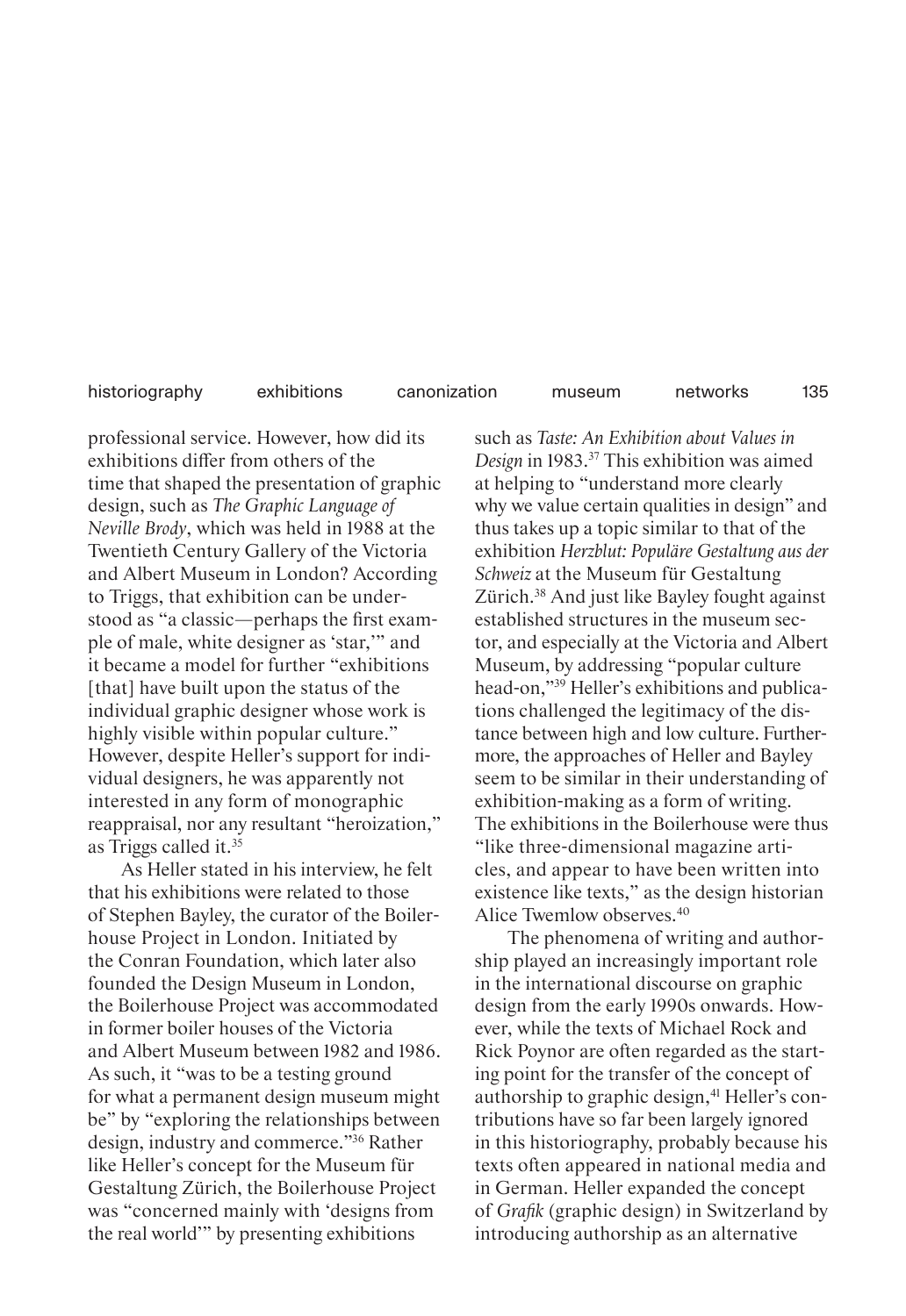professional service. However, how did its exhibitions differ from others of the time that shaped the presentation of graphic design, such as *The Graphic Language of Neville Brody*, which was held in 1988 at the Twentieth Century Gallery of the Victoria and Albert Museum in London? According to Triggs, that exhibition can be understood as "a classic—perhaps the first example of male, white designer as 'star,'" and it became a model for further "exhibitions [that] have built upon the status of the individual graphic designer whose work is highly visible within popular culture." However, despite Heller's support for individual designers, he was apparently not interested in any form of monographic reappraisal, nor any resultant "heroization," as Triggs called it.[35]

As Heller stated in his interview, he felt that his exhibitions were related to those of Stephen Bayley, the curator of the Boilerhouse Project in London. Initiated by the Conran Foundation, which later also founded the Design Museum in London, the Boilerhouse Project was accommodated in former boiler houses of the Victoria and Albert Museum between 1982 and 1986. As such, it "was to be a testing ground for what a permanent design museum might be" by "exploring the relationships between design, industry and commerce."[36] Rather like Heller's concept for the Museum für Gestaltung Zürich, the Boilerhouse Project was "concerned mainly with 'designs from the real world'" by presenting exhibitions such as *Taste: An Exhibition about Values in Design* in 1983.[37] This exhibition was aimed at helping to "understand more clearly why we value certain qualities in design" and thus takes up a topic similar to that of the exhibition *Herzblut: Populäre Gestaltung aus der Schweiz* at the Museum für Gestaltung Zürich.[38] And just like Bayley fought against established structures in the museum sector, and especially at the Victoria and Albert Museum, by addressing "popular culture head-on,"[39] Heller's exhibitions and publications challenged the legitimacy of the distance between high and low culture. Furthermore, the approaches of Heller and Bayley seem to be similar in their understanding of exhibition-making as a form of writing. The exhibitions in the Boilerhouse were thus "like three-dimensional magazine articles, and appear to have been written into existence like texts," as the design historian Alice Twemlow observes.[40]

The phenomena of writing and authorship played an increasingly important role in the international discourse on graphic design from the early 1990s onwards. However, while the texts of Michael Rock and Rick Poynor are often regarded as the starting point for the transfer of the concept of authorship to graphic design,[41] Heller's contributions have so far been largely ignored in this historiography, probably because his texts often appeared in national media and in German. Heller expanded the concept of *Grafik* (graphic design) in Switzerland by introducing authorship as an alternative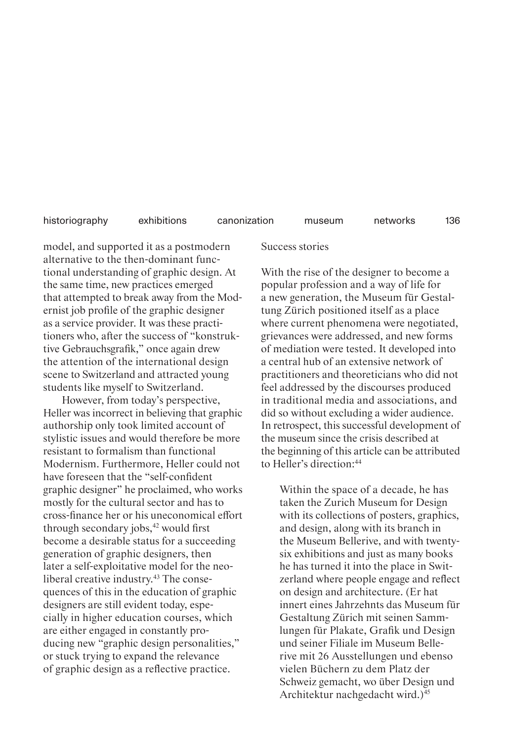model, and supported it as a postmodern alternative to the then-dominant functional understanding of graphic design. At the same time, new practices emerged that attempted to break away from the Modernist job profile of the graphic designer as a service provider. It was these practitioners who, after the success of "konstruktive Gebrauchsgrafik," once again drew the attention of the international design scene to Switzerland and attracted young students like myself to Switzerland.

However, from today's perspective, Heller was incorrect in believing that graphic authorship only took limited account of stylistic issues and would therefore be more resistant to formalism than functional Modernism. Furthermore, Heller could not have foreseen that the "self-confident graphic designer" he proclaimed, who works mostly for the cultural sector and has to cross-finance her or his uneconomical effort through secondary jobs,[42] would first become a desirable status for a succeeding generation of graphic designers, then later a self-exploitative model for the neoliberal creative industry.[43] The consequences of this in the education of graphic designers are still evident today, especially in higher education courses, which are either engaged in constantly producing new "graphic design personalities," or stuck trying to expand the relevance of graphic design as a reflective practice.

Success stories

With the rise of the designer to become a popular profession and a way of life for a new generation, the Museum für Gestaltung Zürich positioned itself as a place where current phenomena were negotiated, grievances were addressed, and new forms of mediation were tested. It developed into a central hub of an extensive network of practitioners and theoreticians who did not feel addressed by the discourses produced in traditional media and associations, and did so without excluding a wider audience. In retrospect, this successful development of the museum since the crisis described at the beginning of this article can be attributed to Heller's direction:[44]

> Within the space of a decade, he has taken the Zurich Museum for Design with its collections of posters, graphics, and design, along with its branch in the Museum Bellerive, and with twenty-six exhibitions and just as many books he has turned it into the place in Switzerland where people engage and reflect on design and architecture. (Er hat innert eines Jahrzehnts das Museum für Gestaltung Zürich mit seinen Sammlungen für Plakate, Grafik und Design und seiner Filiale im Museum Bellerive mit 26 Ausstellungen und ebenso vielen Büchern zu dem Platz der Schweiz gemacht, wo über Design und Architektur nachgedacht wird.)[45]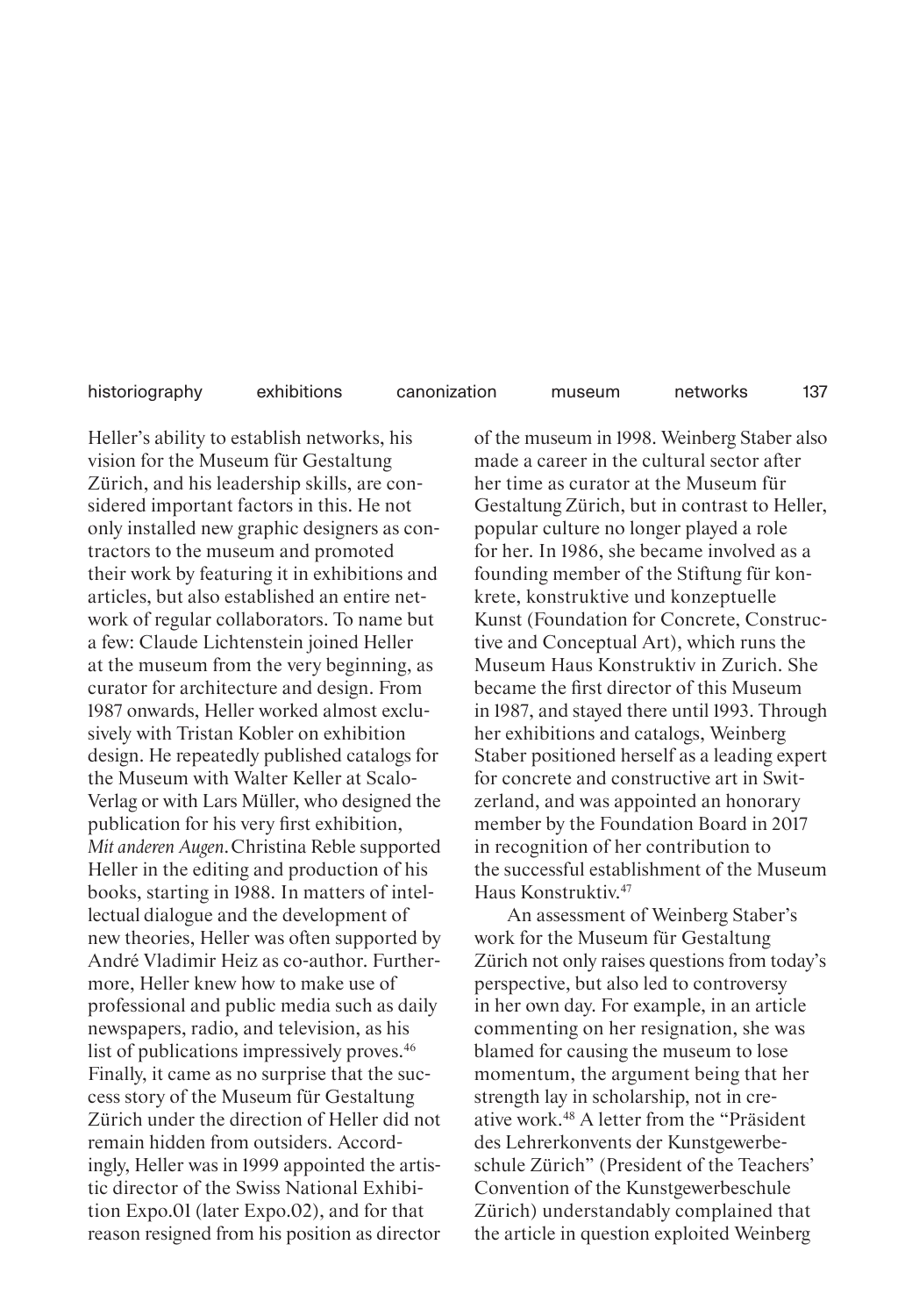Heller's ability to establish networks, his vision for the Museum für Gestaltung Zürich, and his leadership skills, are considered important factors in this. He not only installed new graphic designers as contractors to the museum and promoted their work by featuring it in exhibitions and articles, but also established an entire network of regular collaborators. To name but a few: Claude Lichtenstein joined Heller at the museum from the very beginning, as curator for architecture and design. From 1987 onwards, Heller worked almost exclusively with Tristan Kobler on exhibition design. He repeatedly published catalogs for the Museum with Walter Keller at Scalo-Verlag or with Lars Müller, who designed the publication for his very first exhibition, *Mit anderen Augen*. Christina Reble supported Heller in the editing and production of his books, starting in 1988. In matters of intellectual dialogue and the development of new theories, Heller was often supported by André Vladimir Heiz as co-author. Furthermore, Heller knew how to make use of professional and public media such as daily newspapers, radio, and television, as his list of publications impressively proves.[46] Finally, it came as no surprise that the success story of the Museum für Gestaltung Zürich under the direction of Heller did not remain hidden from outsiders. Accordingly, Heller was in 1999 appointed the artistic director of the Swiss National Exhibition Expo.01 (later Expo.02), and for that reason resigned from his position as director of the museum in 1998. Weinberg Staber also made a career in the cultural sector after her time as curator at the Museum für Gestaltung Zürich, but in contrast to Heller, popular culture no longer played a role for her. In 1986, she became involved as a founding member of the Stiftung für konkrete, konstruktive und konzeptuelle Kunst (Foundation for Concrete, Constructive and Conceptual Art), which runs the Museum Haus Konstruktiv in Zurich. She became the first director of this Museum in 1987, and stayed there until 1993. Through her exhibitions and catalogs, Weinberg Staber positioned herself as a leading expert for concrete and constructive art in Switzerland, and was appointed an honorary member by the Foundation Board in 2017 in recognition of her contribution to the successful establishment of the Museum Haus Konstruktiv.[47]

An assessment of Weinberg Staber's work for the Museum für Gestaltung Zürich not only raises questions from today's perspective, but also led to controversy in her own day. For example, in an article commenting on her resignation, she was blamed for causing the museum to lose momentum, the argument being that her strength lay in scholarship, not in creative work.[48] A letter from the "Präsident des Lehrerkonvents der Kunstgewerbeschule Zürich" (President of the Teachers' Convention of the Kunstgewerbeschule Zürich) understandably complained that the article in question exploited Weinberg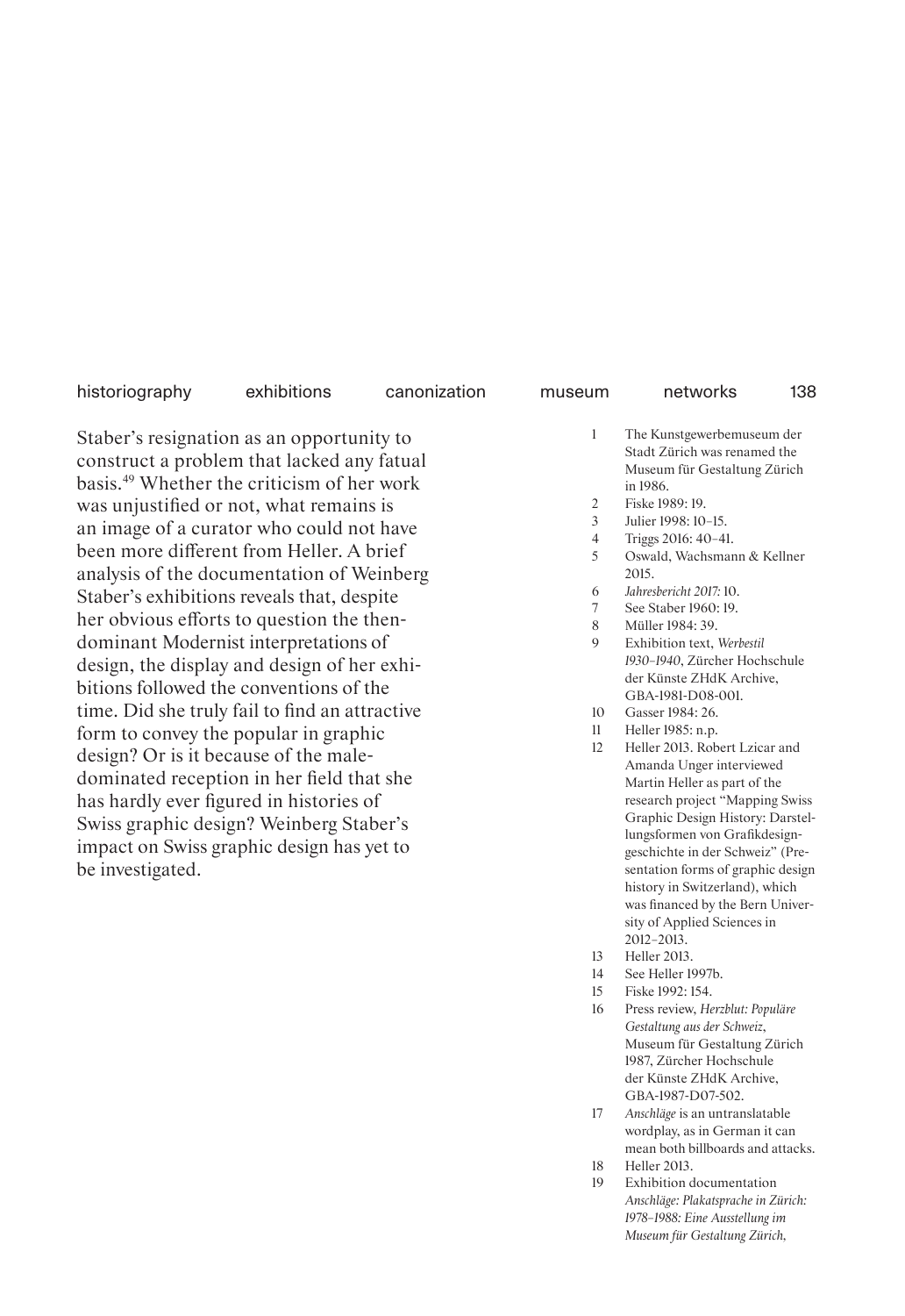Staber's resignation as an opportunity to construct a problem that lacked any fatual basis.[49] Whether the criticism of her work was unjustified or not, what remains is an image of a curator who could not have been more different from Heller. A brief analysis of the documentation of Weinberg Staber's exhibitions reveals that, despite her obvious efforts to question the then-dominant Modernist interpretations of design, the display and design of her exhibitions followed the conventions of the time. Did she truly fail to find an attractive form to convey the popular in graphic design? Or is it because of the male-dominated reception in her field that she has hardly ever figured in histories of Swiss graphic design? Weinberg Staber's impact on Swiss graphic design has yet to be investigated.

1. The Kunstgewerbemuseum der Stadt Zürich was renamed the Museum für Gestaltung Zürich in 1986.
2. Fiske 1989: 19.
3. Julier 1998: 10–15.
4. Triggs 2016: 40–41.
5. Oswald, Wachsmann & Kellner 2015.
6. *Jahresbericht 2017:* 10.
7. See Staber 1960: 19.
8. Müller 1984: 39.
9. Exhibition text, *Werbestil 1930–1940*, Zürcher Hochschule der Künste ZHdK Archive, GBA-1981-D08-001.
10. Gasser 1984: 26.
11. Heller 1985: n.p.
12. Heller 2013. Robert Lzicar and Amanda Unger interviewed Martin Heller as part of the research project "Mapping Swiss Graphic Design History: Darstellungsformen von Grafikdesigngeschichte in der Schweiz" (Presentation forms of graphic design history in Switzerland), which was financed by the Bern University of Applied Sciences in 2012–2013.
13. Heller 2013.
14. See Heller 1997b.
15. Fiske 1992: 154.
16. Press review, *Herzblut: Populäre Gestaltung aus der Schweiz*, Museum für Gestaltung Zürich 1987, Zürcher Hochschule der Künste ZHdK Archive, GBA-1987-D07-502.
17. *Anschläge* is an untranslatable wordplay, as in German it can mean both billboards and attacks.
18. Heller 2013.
19. Exhibition documentation *Anschläge: Plakatsprache in Zürich: 1978–1988: Eine Ausstellung im Museum für Gestaltung Zürich,*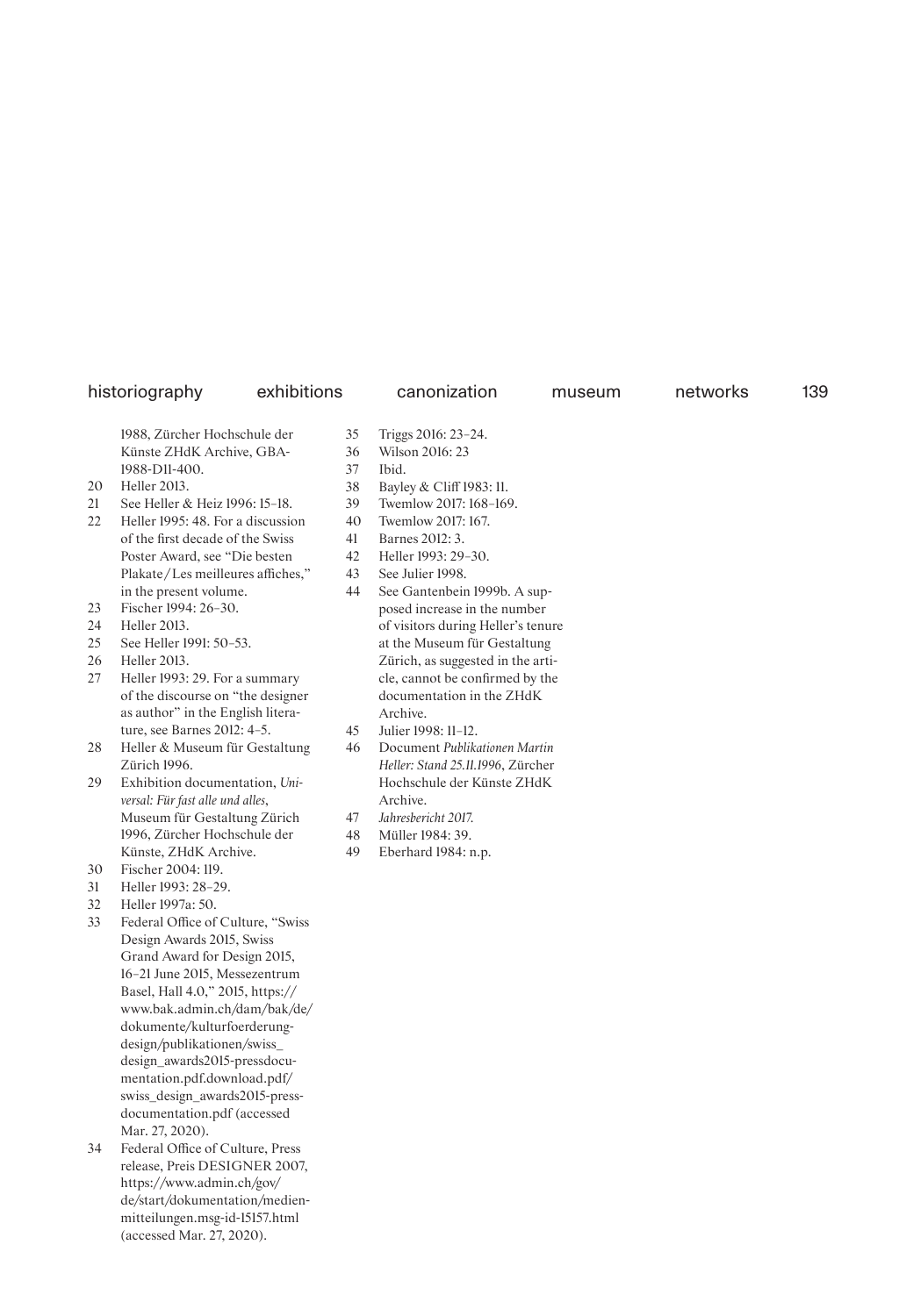1988, Zürcher Hochschule der Künste ZHdK Archive, GBA-1988-D11-400.

20 Heller 2013.
21 See Heller & Heiz 1996: 15–18.
22 Heller 1995: 48. For a discussion of the first decade of the Swiss Poster Award, see "Die besten Plakate / Les meilleures affiches," in the present volume.
23 Fischer 1994: 26–30.
24 Heller 2013.
25 See Heller 1991: 50–53.
26 Heller 2013.
27 Heller 1993: 29. For a summary of the discourse on "the designer as author" in the English literature, see Barnes 2012: 4–5.
28 Heller & Museum für Gestaltung Zürich 1996.
29 Exhibition documentation, *Universal: Für fast alle und alles*, Museum für Gestaltung Zürich 1996, Zürcher Hochschule der Künste, ZHdK Archive.
30 Fischer 2004: 119.
31 Heller 1993: 28–29.
32 Heller 1997a: 50.
33 Federal Office of Culture, "Swiss Design Awards 2015, Swiss Grand Award for Design 2015, 16–21 June 2015, Messezentrum Basel, Hall 4.0," 2015, https://www.bak.admin.ch/dam/bak/de/dokumente/kulturfoerderung-design/publikationen/swiss_design_awards2015-pressdocumentation.pdf.download.pdf/swiss_design_awards2015-pressdocumentation.pdf (accessed Mar. 27, 2020).
34 Federal Office of Culture, Press release, Preis DESIGNER 2007, https://www.admin.ch/gov/de/start/dokumentation/medienmitteilungen.msg-id-15157.html (accessed Mar. 27, 2020).
35 Triggs 2016: 23–24.
36 Wilson 2016: 23
37 Ibid.
38 Bayley & Cliff 1983: 11.
39 Twemlow 2017: 168–169.
40 Twemlow 2017: 167.
41 Barnes 2012: 3.
42 Heller 1993: 29–30.
43 See Julier 1998.
44 See Gantenbein 1999b. A supposed increase in the number of visitors during Heller's tenure at the Museum für Gestaltung Zürich, as suggested in the article, cannot be confirmed by the documentation in the ZHdK Archive.
45 Julier 1998: 11–12.
46 Document *Publikationen Martin Heller: Stand 25.11.1996*, Zürcher Hochschule der Künste ZHdK Archive.
47 *Jahresbericht 2017.*
48 Müller 1984: 39.
49 Eberhard 1984: n.p.